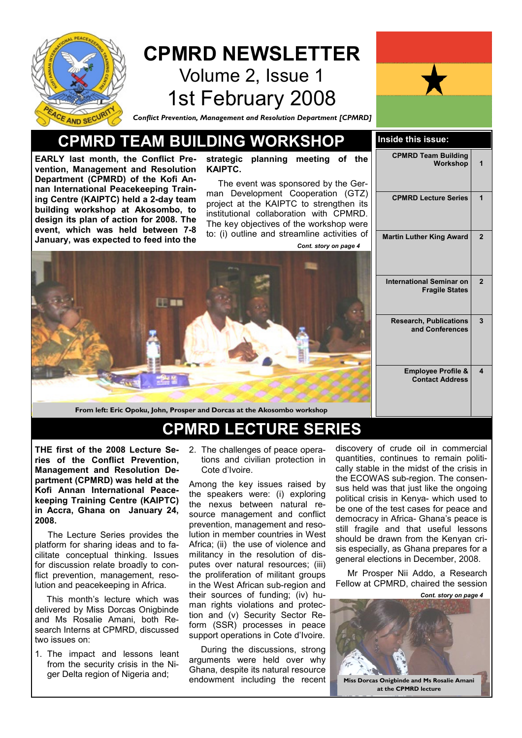# CPMRD NEWSLETTER

Volume 2, Issue 1

1st February 2008

*Conflict Prevention, Management and Resolution Department [CPMRD]*

## CPMRD TEAM BUILDING WORKSHOP

**EARLY last month, the Conflict Prevention, Management and Resolution Department (CPMRD) of the Kofi Annan International Peacekeeping Training Centre (KAIPTC) held a 2-day team building workshop at Akosombo, to design its plan of action for 2008. The event, which was held between 7-8 January, was expected to feed into the strategic planning meeting of the KAIPTC.**

The event was sponsored by the German Development Cooperation (GTZ) project at the KAIPTC to strengthen its institutional collaboration with CPMRD. The key objectives of the workshop were to: (i) outline and streamline activities of

*Cont. story on page 4*

From left: Eric Opoku, John, Prosper and Dorcas at the Akosombo workshop

| Inside this issue: | |
|---|---|
| CPMRD Team Building Workshop | 1 |
| CPMRD Lecture Series | 1 |
| Martin Luther King Award | 2 |
| International Seminar on Fragile States | 2 |
| Research, Publications and Conferences | 3 |
| Employee Profile & Contact Address | 4 |

## CPMRD LECTURE SERIES

**THE first of the 2008 Lecture Series of the Conflict Prevention, Management and Resolution Department (CPMRD) was held at the Kofi Annan International Peacekeeping Training Centre (KAIPTC) in Accra, Ghana on January 24, 2008.**

The Lecture Series provides the platform for sharing ideas and to facilitate conceptual thinking. Issues for discussion relate broadly to conflict prevention, management, resolution and peacekeeping in Africa.

This month's lecture which was delivered by Miss Dorcas Onigbinde and Ms Rosalie Amani, both Research Interns at CPMRD, discussed two issues on:

1. The impact and lessons leant from the security crisis in the Niger Delta region of Nigeria and;
2. The challenges of peace operations and civilian protection in Cote d'Ivoire.

Among the key issues raised by the speakers were: (i) exploring the nexus between natural resource management and conflict prevention, management and resolution in member countries in West Africa; (ii) the use of violence and militancy in the resolution of disputes over natural resources; (iii) the proliferation of militant groups in the West African sub-region and their sources of funding; (iv) human rights violations and protection and (v) Security Sector Reform (SSR) processes in peace support operations in Cote d'Ivoire.

During the discussions, strong arguments were held over why Ghana, despite its natural resource endowment including the recent discovery of crude oil in commercial quantities, continues to remain politically stable in the midst of the crisis in the ECOWAS sub-region. The consensus held was that just like the ongoing political crisis in Kenya- which used to be one of the test cases for peace and democracy in Africa- Ghana's peace is still fragile and that useful lessons should be drawn from the Kenyan crisis especially, as Ghana prepares for a general elections in December, 2008.

Mr Prosper Nii Addo, a Research Fellow at CPMRD, chaired the session

*Cont. story on page 4*

Miss Dorcas Onigbinde and Ms Rosalie Amani at the CPMRD lecture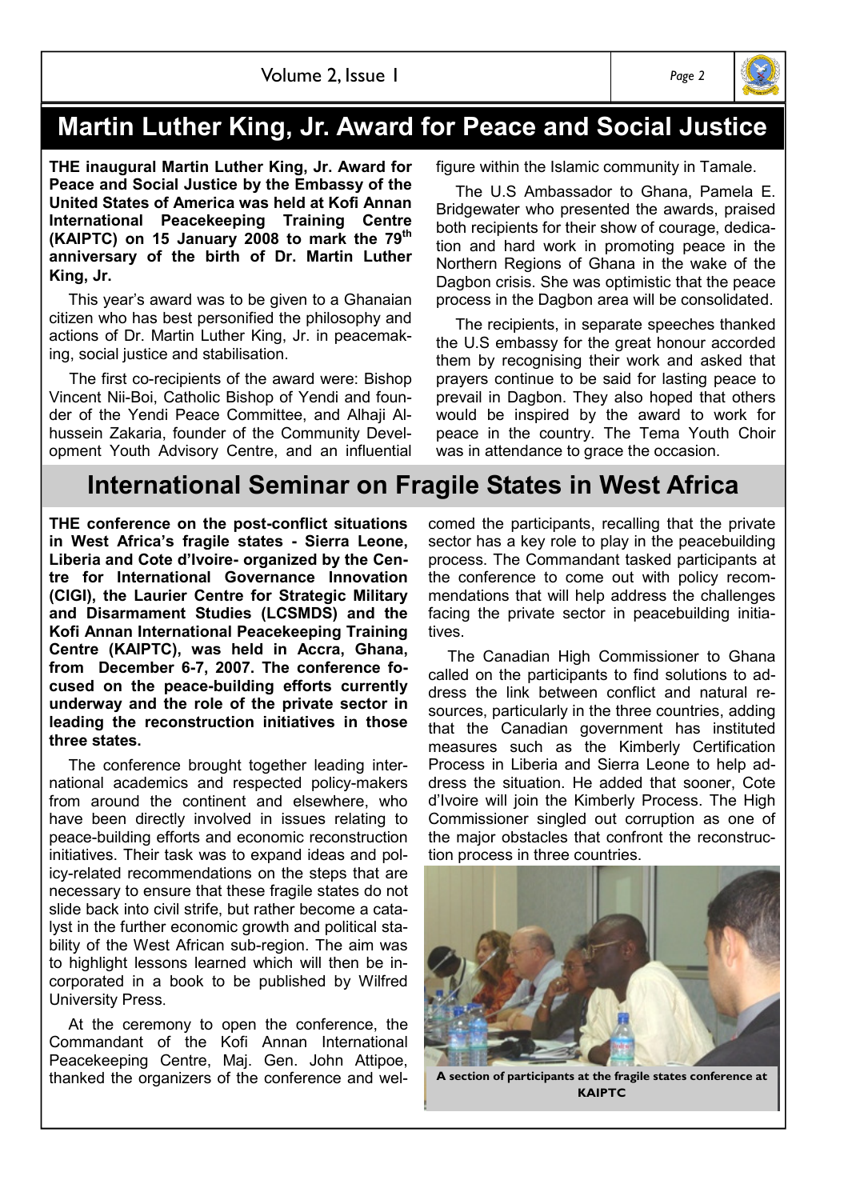## Martin Luther King, Jr. Award for Peace and Social Justice

**THE inaugural Martin Luther King, Jr. Award for Peace and Social Justice by the Embassy of the United States of America was held at Kofi Annan International Peacekeeping Training Centre (KAIPTC) on 15 January 2008 to mark the 79th anniversary of the birth of Dr. Martin Luther King, Jr.**

This year's award was to be given to a Ghanaian citizen who has best personified the philosophy and actions of Dr. Martin Luther King, Jr. in peacemaking, social justice and stabilisation.

The first co-recipients of the award were: Bishop Vincent Nii-Boi, Catholic Bishop of Yendi and founder of the Yendi Peace Committee, and Alhaji Alhussein Zakaria, founder of the Community Development Youth Advisory Centre, and an influential figure within the Islamic community in Tamale.

The U.S Ambassador to Ghana, Pamela E. Bridgewater who presented the awards, praised both recipients for their show of courage, dedication and hard work in promoting peace in the Northern Regions of Ghana in the wake of the Dagbon crisis. She was optimistic that the peace process in the Dagbon area will be consolidated.

The recipients, in separate speeches thanked the U.S embassy for the great honour accorded them by recognising their work and asked that prayers continue to be said for lasting peace to prevail in Dagbon. They also hoped that others would be inspired by the award to work for peace in the country. The Tema Youth Choir was in attendance to grace the occasion.

## International Seminar on Fragile States in West Africa

**THE conference on the post-conflict situations in West Africa's fragile states - Sierra Leone, Liberia and Cote d'Ivoire- organized by the Centre for International Governance Innovation (CIGI), the Laurier Centre for Strategic Military and Disarmament Studies (LCSMDS) and the Kofi Annan International Peacekeeping Training Centre (KAIPTC), was held in Accra, Ghana, from December 6-7, 2007. The conference focused on the peace-building efforts currently underway and the role of the private sector in leading the reconstruction initiatives in those three states.**

The conference brought together leading international academics and respected policy-makers from around the continent and elsewhere, who have been directly involved in issues relating to peace-building efforts and economic reconstruction initiatives. Their task was to expand ideas and policy-related recommendations on the steps that are necessary to ensure that these fragile states do not slide back into civil strife, but rather become a catalyst in the further economic growth and political stability of the West African sub-region. The aim was to highlight lessons learned which will then be incorporated in a book to be published by Wilfred University Press.

At the ceremony to open the conference, the Commandant of the Kofi Annan International Peacekeeping Centre, Maj. Gen. John Attipoe, thanked the organizers of the conference and welcomed the participants, recalling that the private sector has a key role to play in the peacebuilding process. The Commandant tasked participants at the conference to come out with policy recommendations that will help address the challenges facing the private sector in peacebuilding initiatives.

The Canadian High Commissioner to Ghana called on the participants to find solutions to address the link between conflict and natural resources, particularly in the three countries, adding that the Canadian government has instituted measures such as the Kimberly Certification Process in Liberia and Sierra Leone to help address the situation. He added that sooner, Cote d'Ivoire will join the Kimberly Process. The High Commissioner singled out corruption as one of the major obstacles that confront the reconstruction process in three countries.

**A section of participants at the fragile states conference at KAIPTC**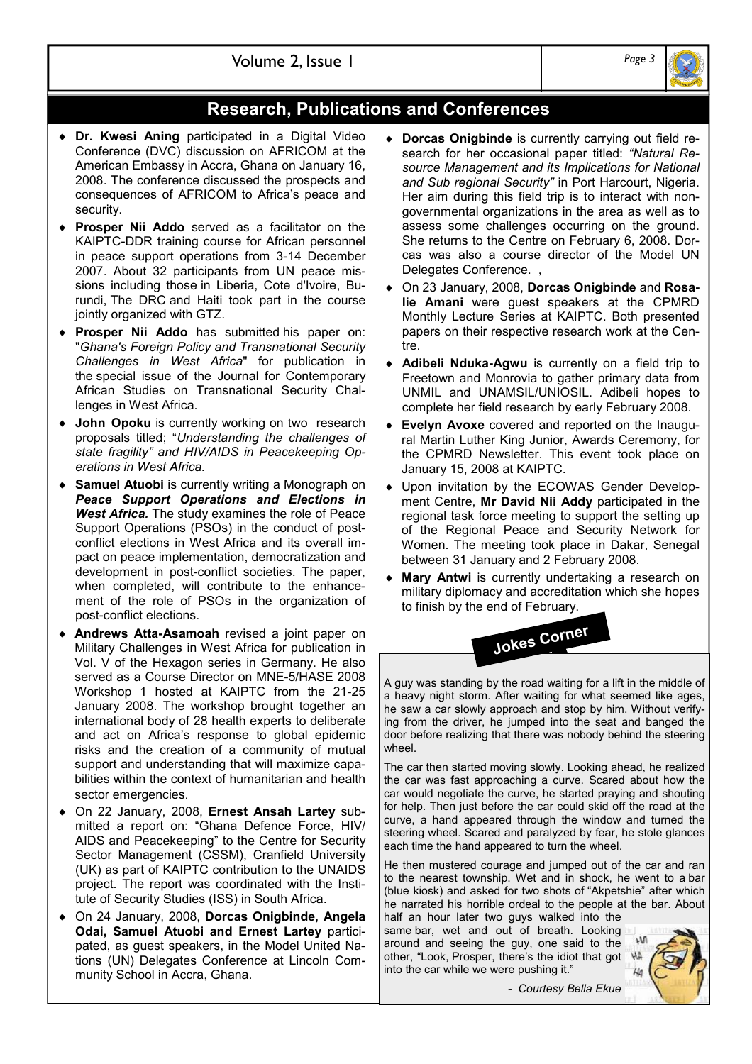## Research, Publications and Conferences

- **Dr. Kwesi Aning** participated in a Digital Video Conference (DVC) discussion on AFRICOM at the American Embassy in Accra, Ghana on January 16, 2008. The conference discussed the prospects and consequences of AFRICOM to Africa's peace and security.
- **Prosper Nii Addo** served as a facilitator on the KAIPTC-DDR training course for African personnel in peace support operations from 3-14 December 2007. About 32 participants from UN peace missions including those in Liberia, Cote d'Ivoire, Burundi, The DRC and Haiti took part in the course jointly organized with GTZ.
- **Prosper Nii Addo** has submitted his paper on: "*Ghana's Foreign Policy and Transnational Security Challenges in West Africa*" for publication in the special issue of the Journal for Contemporary African Studies on Transnational Security Challenges in West Africa.
- **John Opoku** is currently working on two research proposals titled; "*Understanding the challenges of state fragility" and HIV/AIDS in Peacekeeping Operations in West Africa.*
- **Samuel Atuobi** is currently writing a Monograph on ***Peace Support Operations and Elections in West Africa.*** The study examines the role of Peace Support Operations (PSOs) in the conduct of post-conflict elections in West Africa and its overall impact on peace implementation, democratization and development in post-conflict societies. The paper, when completed, will contribute to the enhancement of the role of PSOs in the organization of post-conflict elections.
- **Andrews Atta-Asamoah** revised a joint paper on Military Challenges in West Africa for publication in Vol. V of the Hexagon series in Germany. He also served as a Course Director on MNE-5/HASE 2008 Workshop 1 hosted at KAIPTC from the 21-25 January 2008. The workshop brought together an international body of 28 health experts to deliberate and act on Africa's response to global epidemic risks and the creation of a community of mutual support and understanding that will maximize capabilities within the context of humanitarian and health sector emergencies.
- On 22 January, 2008, **Ernest Ansah Lartey** submitted a report on: "Ghana Defence Force, HIV/AIDS and Peacekeeping" to the Centre for Security Sector Management (CSSM), Cranfield University (UK) as part of KAIPTC contribution to the UNAIDS project. The report was coordinated with the Institute of Security Studies (ISS) in South Africa.
- On 24 January, 2008, **Dorcas Onigbinde, Angela Odai, Samuel Atuobi and Ernest Lartey** participated, as guest speakers, in the Model United Nations (UN) Delegates Conference at Lincoln Community School in Accra, Ghana.
- **Dorcas Onigbinde** is currently carrying out field research for her occasional paper titled: *"Natural Resource Management and its Implications for National and Sub regional Security"* in Port Harcourt, Nigeria. Her aim during this field trip is to interact with non-governmental organizations in the area as well as to assess some challenges occurring on the ground. She returns to the Centre on February 6, 2008. Dorcas was also a course director of the Model UN Delegates Conference. ,
- On 23 January, 2008, **Dorcas Onigbinde** and **Rosalie Amani** were guest speakers at the CPMRD Monthly Lecture Series at KAIPTC. Both presented papers on their respective research work at the Centre.
- **Adibeli Nduka-Agwu** is currently on a field trip to Freetown and Monrovia to gather primary data from UNMIL and UNAMSIL/UNIOSIL. Adibeli hopes to complete her field research by early February 2008.
- **Evelyn Avoxe** covered and reported on the Inaugural Martin Luther King Junior, Awards Ceremony, for the CPMRD Newsletter. This event took place on January 15, 2008 at KAIPTC.
- Upon invitation by the ECOWAS Gender Development Centre, **Mr David Nii Addy** participated in the regional task force meeting to support the setting up of the Regional Peace and Security Network for Women. The meeting took place in Dakar, Senegal between 31 January and 2 February 2008.
- **Mary Antwi** is currently undertaking a research on military diplomacy and accreditation which she hopes to finish by the end of February.

### Jokes Corner

A guy was standing by the road waiting for a lift in the middle of a heavy night storm. After waiting for what seemed like ages, he saw a car slowly approach and stop by him. Without verifying from the driver, he jumped into the seat and banged the door before realizing that there was nobody behind the steering wheel.

The car then started moving slowly. Looking ahead, he realized the car was fast approaching a curve. Scared about how the car would negotiate the curve, he started praying and shouting for help. Then just before the car could skid off the road at the curve, a hand appeared through the window and turned the steering wheel. Scared and paralyzed by fear, he stole glances each time the hand appeared to turn the wheel.

He then mustered courage and jumped out of the car and ran to the nearest township. Wet and in shock, he went to a bar (blue kiosk) and asked for two shots of "Akpetshie" after which he narrated his horrible ordeal to the people at the bar. About half an hour later two guys walked into the same bar, wet and out of breath. Looking around and seeing the guy, one said to the other, "Look, Prosper, there's the idiot that got into the car while we were pushing it."

*- Courtesy Bella Ekue*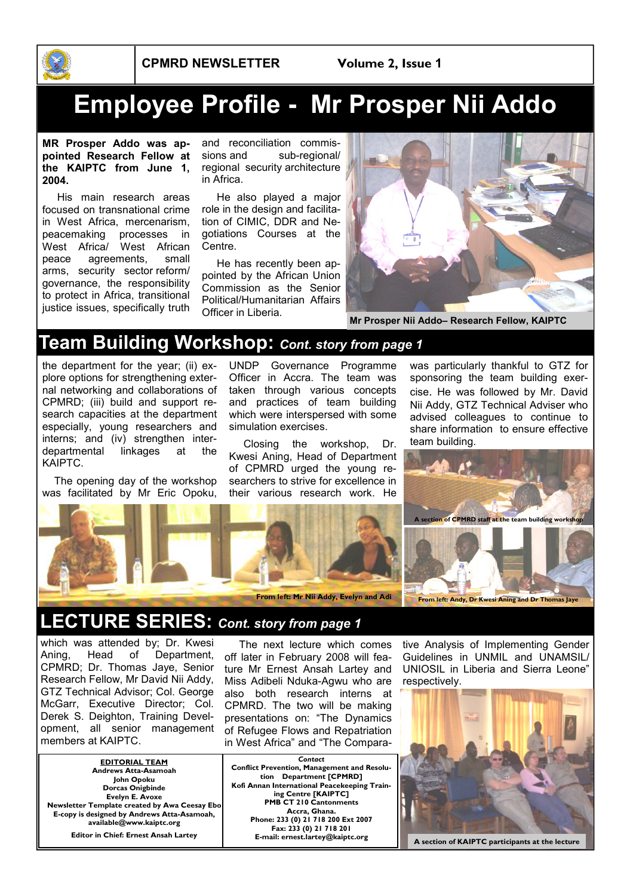# Employee Profile - Mr Prosper Nii Addo

**MR Prosper Addo was appointed Research Fellow at the KAIPTC from June 1, 2004.**

His main research areas focused on transnational crime in West Africa, mercenarism, peacemaking processes in West Africa/ West African peace agreements, small arms, security sector reform/ governance, the responsibility to protect in Africa, transitional justice issues, specifically truth and reconciliation commissions and sub-regional/ regional security architecture in Africa.

He also played a major role in the design and facilitation of CIMIC, DDR and Negotiations Courses at the Centre.

He has recently been appointed by the African Union Commission as the Senior Political/Humanitarian Affairs Officer in Liberia.

**Mr Prosper Nii Addo– Research Fellow, KAIPTC**

## Team Building Workshop: *Cont. story from page 1*

the department for the year; (ii) explore options for strengthening external networking and collaborations of CPMRD; (iii) build and support research capacities at the department especially, young researchers and interns; and (iv) strengthen inter-departmental linkages at the KAIPTC.

The opening day of the workshop was facilitated by Mr Eric Opoku, UNDP Governance Programme Officer in Accra. The team was taken through various concepts and practices of team building which were interspersed with some simulation exercises.

Closing the workshop, Dr. Kwesi Aning, Head of Department of CPMRD urged the young researchers to strive for excellence in their various research work. He was particularly thankful to GTZ for sponsoring the team building exercise. He was followed by Mr. David Nii Addy, GTZ Technical Adviser who advised colleagues to continue to share information to ensure effective team building.

**A section of CPMRD staff at the team building workshop**

**From left: Mr Nii Addy, Evelyn and Adi**

**From left: Andy, Dr Kwesi Aning and Dr Thomas Jaye**

## LECTURE SERIES: *Cont. story from page 1*

which was attended by; Dr. Kwesi Aning, Head of Department, CPMRD; Dr. Thomas Jaye, Senior Research Fellow, Mr David Nii Addy, GTZ Technical Advisor; Col. George McGarr, Executive Director; Col. Derek S. Deighton, Training Development, all senior management members at KAIPTC.

The next lecture which comes off later in February 2008 will feature Mr Ernest Ansah Lartey and Miss Adibeli Nduka-Agwu who are also both research interns at CPMRD. The two will be making presentations on: "The Dynamics of Refugee Flows and Repatriation in West Africa" and "The Comparative Analysis of Implementing Gender Guidelines in UNMIL and UNAMSIL/ UNIOSIL in Liberia and Sierra Leone" respectively.

**A section of KAIPTC participants at the lecture**

**EDITORIAL TEAM**
**Andrews Atta-Asamoah**
**John Opoku**
**Dorcas Onigbinde**
**Evelyn E. Avoxe**
**Newsletter Template created by Awa Ceesay Ebo**
**E-copy is designed by Andrews Atta-Asamoah, available@www.kaiptc.org**

**Editor in Chief: Ernest Ansah Lartey**

***Contact***
**Conflict Prevention, Management and Resolution Department [CPMRD]**
**Kofi Annan International Peacekeeping Training Centre [KAIPTC]**
**PMB CT 210 Cantonments**
**Accra, Ghana.**
**Phone: 233 (0) 21 718 200 Ext 2007**
**Fax: 233 (0) 21 718 201**
**E-mail: ernest.lartey@kaiptc.org**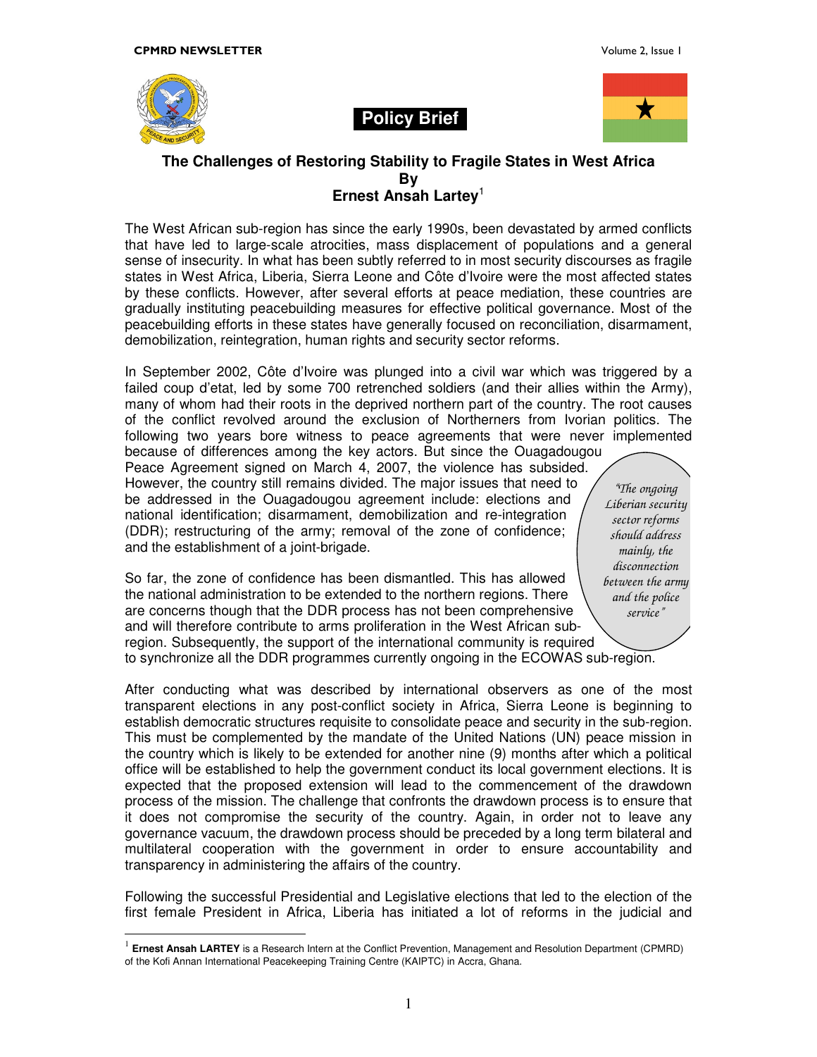**Policy Brief**

**The Challenges of Restoring Stability to Fragile States in West Africa**
**By**
**Ernest Ansah Lartey**[1]

The West African sub-region has since the early 1990s, been devastated by armed conflicts that have led to large-scale atrocities, mass displacement of populations and a general sense of insecurity. In what has been subtly referred to in most security discourses as fragile states in West Africa, Liberia, Sierra Leone and Côte d'Ivoire were the most affected states by these conflicts. However, after several efforts at peace mediation, these countries are gradually instituting peacebuilding measures for effective political governance. Most of the peacebuilding efforts in these states have generally focused on reconciliation, disarmament, demobilization, reintegration, human rights and security sector reforms.

In September 2002, Côte d'Ivoire was plunged into a civil war which was triggered by a failed coup d'etat, led by some 700 retrenched soldiers (and their allies within the Army), many of whom had their roots in the deprived northern part of the country. The root causes of the conflict revolved around the exclusion of Northerners from Ivorian politics. The following two years bore witness to peace agreements that were never implemented because of differences among the key actors. But since the Ouagadougou Peace Agreement signed on March 4, 2007, the violence has subsided. However, the country still remains divided. The major issues that need to be addressed in the Ouagadougou agreement include: elections and national identification; disarmament, demobilization and re-integration (DDR); restructuring of the army; removal of the zone of confidence; and the establishment of a joint-brigade.

> *"The ongoing Liberian security sector reforms should address mainly, the disconnection between the army and the police service"*

So far, the zone of confidence has been dismantled. This has allowed the national administration to be extended to the northern regions. There are concerns though that the DDR process has not been comprehensive and will therefore contribute to arms proliferation in the West African sub-region. Subsequently, the support of the international community is required to synchronize all the DDR programmes currently ongoing in the ECOWAS sub-region.

After conducting what was described by international observers as one of the most transparent elections in any post-conflict society in Africa, Sierra Leone is beginning to establish democratic structures requisite to consolidate peace and security in the sub-region. This must be complemented by the mandate of the United Nations (UN) peace mission in the country which is likely to be extended for another nine (9) months after which a political office will be established to help the government conduct its local government elections. It is expected that the proposed extension will lead to the commencement of the drawdown process of the mission. The challenge that confronts the drawdown process is to ensure that it does not compromise the security of the country. Again, in order not to leave any governance vacuum, the drawdown process should be preceded by a long term bilateral and multilateral cooperation with the government in order to ensure accountability and transparency in administering the affairs of the country.

Following the successful Presidential and Legislative elections that led to the election of the first female President in Africa, Liberia has initiated a lot of reforms in the judicial and

---

[1] **Ernest Ansah LARTEY** is a Research Intern at the Conflict Prevention, Management and Resolution Department (CPMRD) of the Kofi Annan International Peacekeeping Training Centre (KAIPTC) in Accra, Ghana.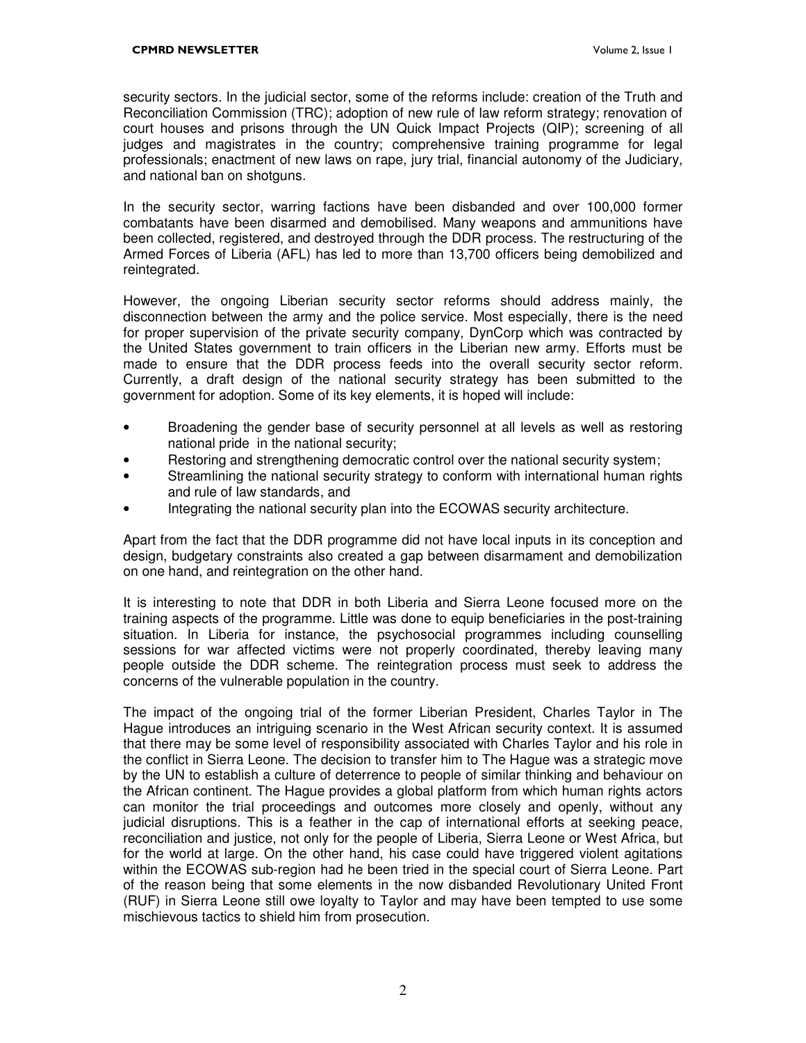security sectors. In the judicial sector, some of the reforms include: creation of the Truth and Reconciliation Commission (TRC); adoption of new rule of law reform strategy; renovation of court houses and prisons through the UN Quick Impact Projects (QIP); screening of all judges and magistrates in the country; comprehensive training programme for legal professionals; enactment of new laws on rape, jury trial, financial autonomy of the Judiciary, and national ban on shotguns.

In the security sector, warring factions have been disbanded and over 100,000 former combatants have been disarmed and demobilised. Many weapons and ammunitions have been collected, registered, and destroyed through the DDR process. The restructuring of the Armed Forces of Liberia (AFL) has led to more than 13,700 officers being demobilized and reintegrated.

However, the ongoing Liberian security sector reforms should address mainly, the disconnection between the army and the police service. Most especially, there is the need for proper supervision of the private security company, DynCorp which was contracted by the United States government to train officers in the Liberian new army. Efforts must be made to ensure that the DDR process feeds into the overall security sector reform. Currently, a draft design of the national security strategy has been submitted to the government for adoption. Some of its key elements, it is hoped will include:

- Broadening the gender base of security personnel at all levels as well as restoring national pride in the national security;
- Restoring and strengthening democratic control over the national security system;
- Streamlining the national security strategy to conform with international human rights and rule of law standards, and
- Integrating the national security plan into the ECOWAS security architecture.

Apart from the fact that the DDR programme did not have local inputs in its conception and design, budgetary constraints also created a gap between disarmament and demobilization on one hand, and reintegration on the other hand.

It is interesting to note that DDR in both Liberia and Sierra Leone focused more on the training aspects of the programme. Little was done to equip beneficiaries in the post-training situation. In Liberia for instance, the psychosocial programmes including counselling sessions for war affected victims were not properly coordinated, thereby leaving many people outside the DDR scheme. The reintegration process must seek to address the concerns of the vulnerable population in the country.

The impact of the ongoing trial of the former Liberian President, Charles Taylor in The Hague introduces an intriguing scenario in the West African security context. It is assumed that there may be some level of responsibility associated with Charles Taylor and his role in the conflict in Sierra Leone. The decision to transfer him to The Hague was a strategic move by the UN to establish a culture of deterrence to people of similar thinking and behaviour on the African continent. The Hague provides a global platform from which human rights actors can monitor the trial proceedings and outcomes more closely and openly, without any judicial disruptions. This is a feather in the cap of international efforts at seeking peace, reconciliation and justice, not only for the people of Liberia, Sierra Leone or West Africa, but for the world at large. On the other hand, his case could have triggered violent agitations within the ECOWAS sub-region had he been tried in the special court of Sierra Leone. Part of the reason being that some elements in the now disbanded Revolutionary United Front (RUF) in Sierra Leone still owe loyalty to Taylor and may have been tempted to use some mischievous tactics to shield him from prosecution.